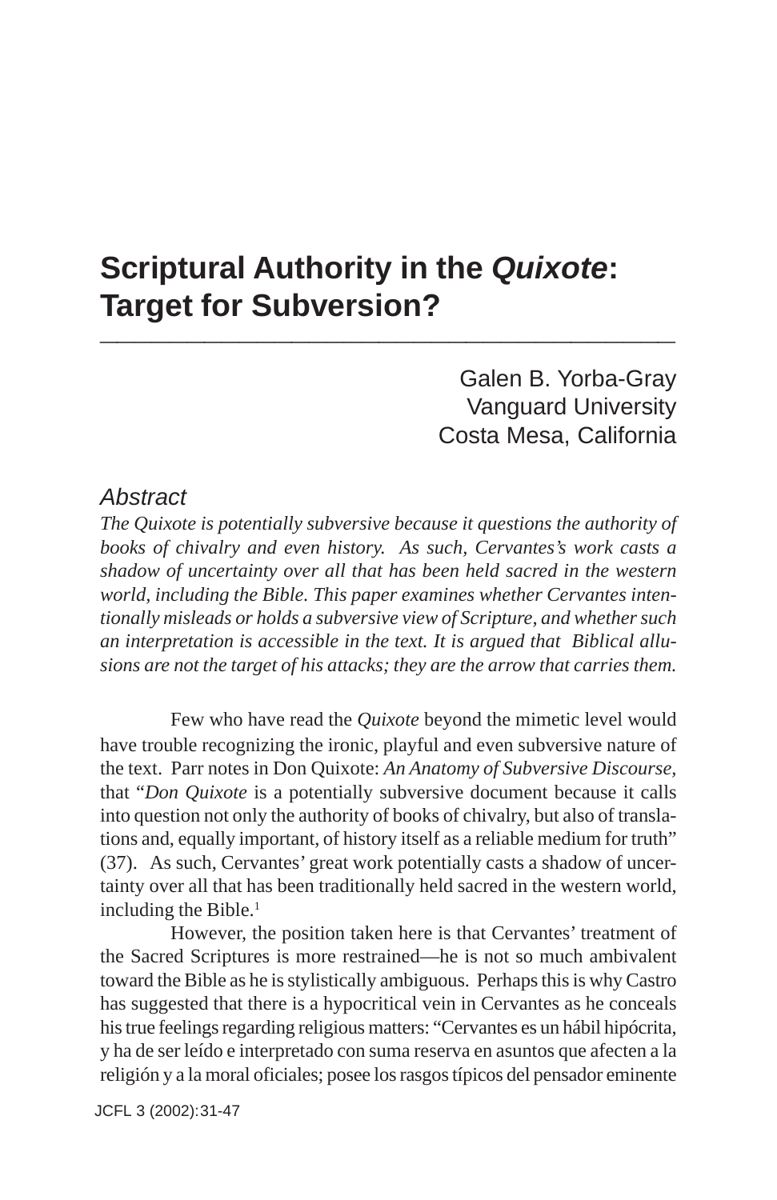# Scriptural Authority in the *Quixote*: Target for Subversion?

Galen B. Yorba-Gray
Vanguard University
Costa Mesa, California

## *Abstract*

*The Quixote is potentially subversive because it questions the authority of books of chivalry and even history. As such, Cervantes's work casts a shadow of uncertainty over all that has been held sacred in the western world, including the Bible. This paper examines whether Cervantes intentionally misleads or holds a subversive view of Scripture, and whether such an interpretation is accessible in the text. It is argued that Biblical allusions are not the target of his attacks; they are the arrow that carries them.*

Few who have read the *Quixote* beyond the mimetic level would have trouble recognizing the ironic, playful and even subversive nature of the text. Parr notes in Don Quixote: *An Anatomy of Subversive Discourse*, that "*Don Quixote* is a potentially subversive document because it calls into question not only the authority of books of chivalry, but also of translations and, equally important, of history itself as a reliable medium for truth" (37). As such, Cervantes' great work potentially casts a shadow of uncertainty over all that has been traditionally held sacred in the western world, including the Bible.[1]

However, the position taken here is that Cervantes' treatment of the Sacred Scriptures is more restrained—he is not so much ambivalent toward the Bible as he is stylistically ambiguous. Perhaps this is why Castro has suggested that there is a hypocritical vein in Cervantes as he conceals his true feelings regarding religious matters: "Cervantes es un hábil hipócrita, y ha de ser leído e interpretado con suma reserva en asuntos que afecten a la religión y a la moral oficiales; posee los rasgos típicos del pensador eminente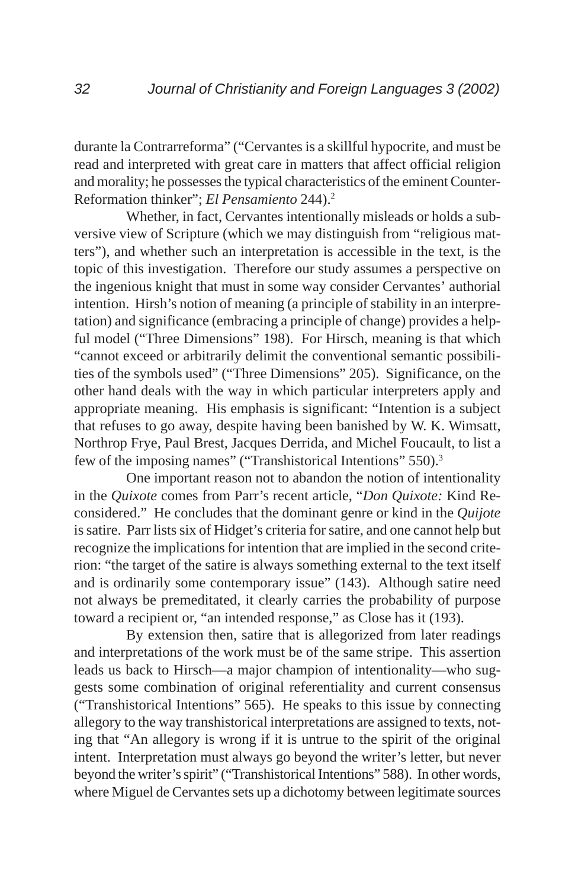durante la Contrarreforma" ("Cervantes is a skillful hypocrite, and must be read and interpreted with great care in matters that affect official religion and morality; he possesses the typical characteristics of the eminent Counter-Reformation thinker"; *El Pensamiento* 244).[2]

Whether, in fact, Cervantes intentionally misleads or holds a subversive view of Scripture (which we may distinguish from "religious matters"), and whether such an interpretation is accessible in the text, is the topic of this investigation. Therefore our study assumes a perspective on the ingenious knight that must in some way consider Cervantes' authorial intention. Hirsh's notion of meaning (a principle of stability in an interpretation) and significance (embracing a principle of change) provides a helpful model ("Three Dimensions" 198). For Hirsch, meaning is that which "cannot exceed or arbitrarily delimit the conventional semantic possibilities of the symbols used" ("Three Dimensions" 205). Significance, on the other hand deals with the way in which particular interpreters apply and appropriate meaning. His emphasis is significant: "Intention is a subject that refuses to go away, despite having been banished by W. K. Wimsatt, Northrop Frye, Paul Brest, Jacques Derrida, and Michel Foucault, to list a few of the imposing names" ("Transhistorical Intentions" 550).[3]

One important reason not to abandon the notion of intentionality in the *Quixote* comes from Parr's recent article, "*Don Quixote:* Kind Reconsidered." He concludes that the dominant genre or kind in the *Quijote* is satire. Parr lists six of Hidget's criteria for satire, and one cannot help but recognize the implications for intention that are implied in the second criterion: "the target of the satire is always something external to the text itself and is ordinarily some contemporary issue" (143). Although satire need not always be premeditated, it clearly carries the probability of purpose toward a recipient or, "an intended response," as Close has it (193).

By extension then, satire that is allegorized from later readings and interpretations of the work must be of the same stripe. This assertion leads us back to Hirsch—a major champion of intentionality—who suggests some combination of original referentiality and current consensus ("Transhistorical Intentions" 565). He speaks to this issue by connecting allegory to the way transhistorical interpretations are assigned to texts, noting that "An allegory is wrong if it is untrue to the spirit of the original intent. Interpretation must always go beyond the writer's letter, but never beyond the writer's spirit" ("Transhistorical Intentions" 588). In other words, where Miguel de Cervantes sets up a dichotomy between legitimate sources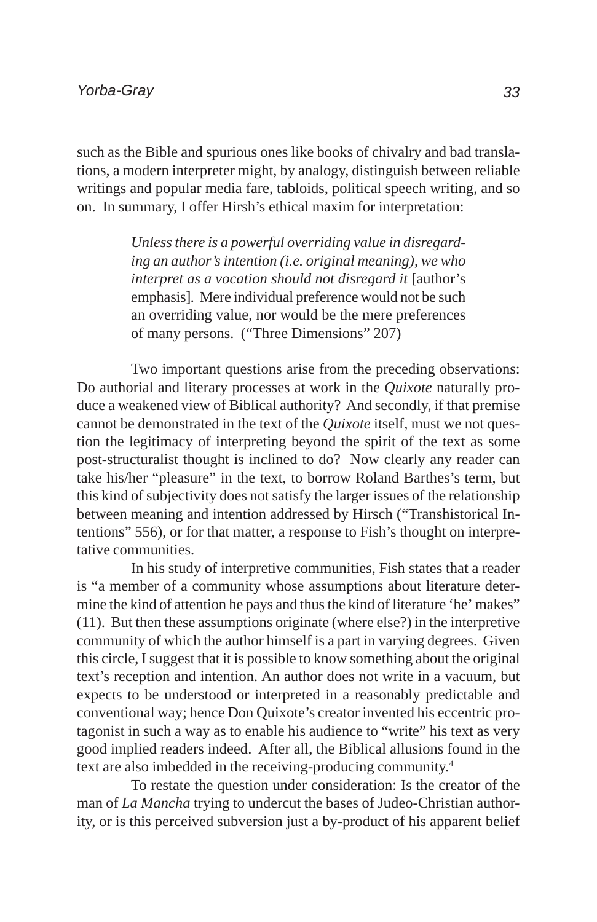such as the Bible and spurious ones like books of chivalry and bad translations, a modern interpreter might, by analogy, distinguish between reliable writings and popular media fare, tabloids, political speech writing, and so on. In summary, I offer Hirsh's ethical maxim for interpretation:

> *Unless there is a powerful overriding value in disregarding an author's intention (i.e. original meaning), we who interpret as a vocation should not disregard it* [author's emphasis]. Mere individual preference would not be such an overriding value, nor would be the mere preferences of many persons. ("Three Dimensions" 207)

Two important questions arise from the preceding observations: Do authorial and literary processes at work in the *Quixote* naturally produce a weakened view of Biblical authority? And secondly, if that premise cannot be demonstrated in the text of the *Quixote* itself, must we not question the legitimacy of interpreting beyond the spirit of the text as some post-structuralist thought is inclined to do? Now clearly any reader can take his/her "pleasure" in the text, to borrow Roland Barthes's term, but this kind of subjectivity does not satisfy the larger issues of the relationship between meaning and intention addressed by Hirsch ("Transhistorical Intentions" 556), or for that matter, a response to Fish's thought on interpretative communities.

In his study of interpretive communities, Fish states that a reader is "a member of a community whose assumptions about literature determine the kind of attention he pays and thus the kind of literature 'he' makes" (11). But then these assumptions originate (where else?) in the interpretive community of which the author himself is a part in varying degrees. Given this circle, I suggest that it is possible to know something about the original text's reception and intention. An author does not write in a vacuum, but expects to be understood or interpreted in a reasonably predictable and conventional way; hence Don Quixote's creator invented his eccentric protagonist in such a way as to enable his audience to "write" his text as very good implied readers indeed. After all, the Biblical allusions found in the text are also imbedded in the receiving-producing community.[4]

To restate the question under consideration: Is the creator of the man of *La Mancha* trying to undercut the bases of Judeo-Christian authority, or is this perceived subversion just a by-product of his apparent belief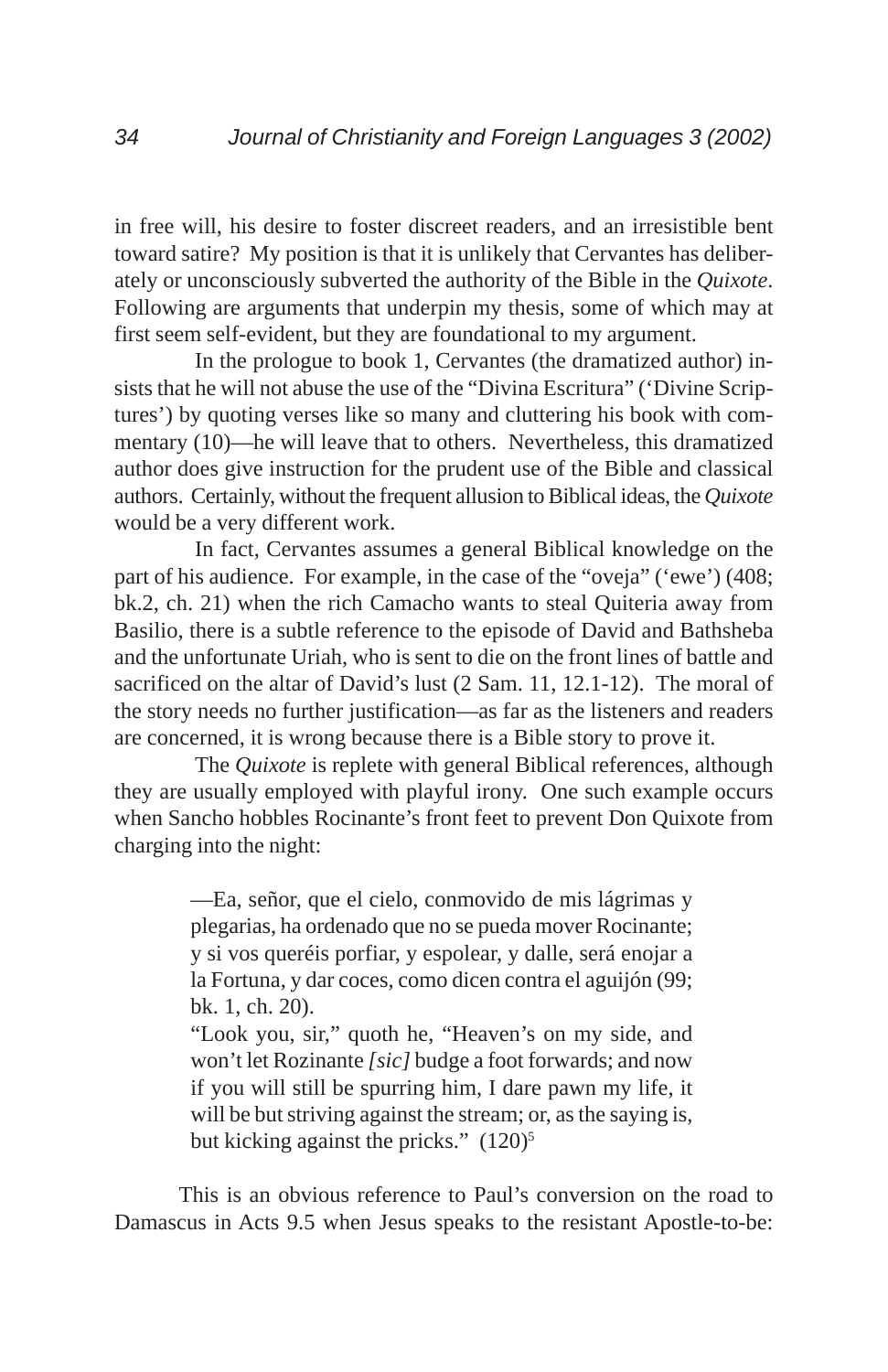in free will, his desire to foster discreet readers, and an irresistible bent toward satire? My position is that it is unlikely that Cervantes has deliberately or unconsciously subverted the authority of the Bible in the *Quixote*. Following are arguments that underpin my thesis, some of which may at first seem self-evident, but they are foundational to my argument.

In the prologue to book 1, Cervantes (the dramatized author) insists that he will not abuse the use of the "Divina Escritura" ('Divine Scriptures') by quoting verses like so many and cluttering his book with commentary (10)—he will leave that to others. Nevertheless, this dramatized author does give instruction for the prudent use of the Bible and classical authors. Certainly, without the frequent allusion to Biblical ideas, the *Quixote* would be a very different work.

In fact, Cervantes assumes a general Biblical knowledge on the part of his audience. For example, in the case of the "oveja" ('ewe') (408; bk.2, ch. 21) when the rich Camacho wants to steal Quiteria away from Basilio, there is a subtle reference to the episode of David and Bathsheba and the unfortunate Uriah, who is sent to die on the front lines of battle and sacrificed on the altar of David's lust (2 Sam. 11, 12.1-12). The moral of the story needs no further justification—as far as the listeners and readers are concerned, it is wrong because there is a Bible story to prove it.

The *Quixote* is replete with general Biblical references, although they are usually employed with playful irony. One such example occurs when Sancho hobbles Rocinante's front feet to prevent Don Quixote from charging into the night:

> —Ea, señor, que el cielo, conmovido de mis lágrimas y plegarias, ha ordenado que no se pueda mover Rocinante; y si vos queréis porfiar, y espolear, y dalle, será enojar a la Fortuna, y dar coces, como dicen contra el aguijón (99; bk. 1, ch. 20).
>
> "Look you, sir," quoth he, "Heaven's on my side, and won't let Rozinante *[sic]* budge a foot forwards; and now if you will still be spurring him, I dare pawn my life, it will be but striving against the stream; or, as the saying is, but kicking against the pricks." (120)[5]

This is an obvious reference to Paul's conversion on the road to Damascus in Acts 9.5 when Jesus speaks to the resistant Apostle-to-be: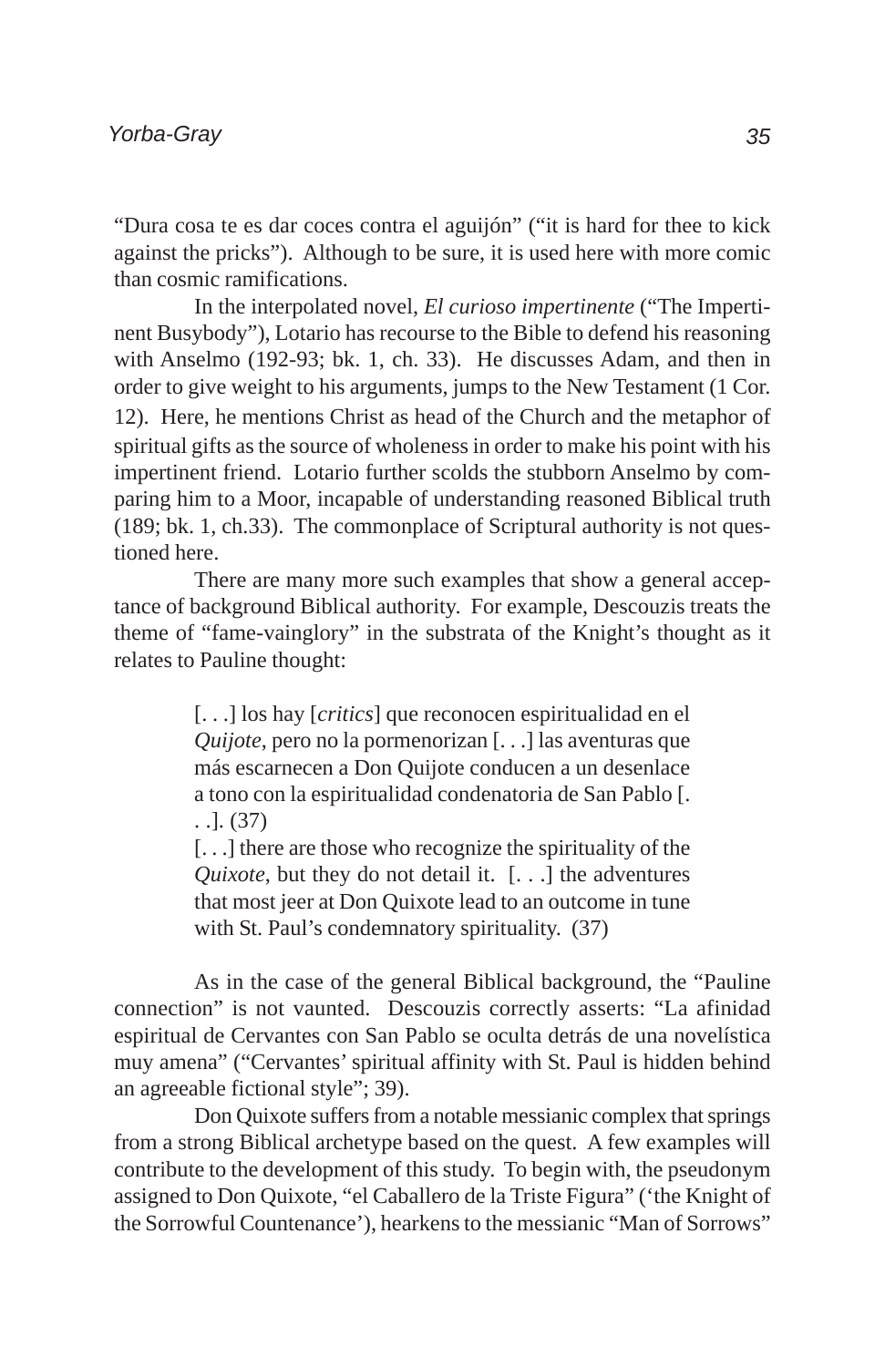"Dura cosa te es dar coces contra el aguijón" ("it is hard for thee to kick against the pricks"). Although to be sure, it is used here with more comic than cosmic ramifications.

In the interpolated novel, *El curioso impertinente* ("The Impertinent Busybody"), Lotario has recourse to the Bible to defend his reasoning with Anselmo (192-93; bk. 1, ch. 33). He discusses Adam, and then in order to give weight to his arguments, jumps to the New Testament (1 Cor. 12). Here, he mentions Christ as head of the Church and the metaphor of spiritual gifts as the source of wholeness in order to make his point with his impertinent friend. Lotario further scolds the stubborn Anselmo by comparing him to a Moor, incapable of understanding reasoned Biblical truth (189; bk. 1, ch.33). The commonplace of Scriptural authority is not questioned here.

There are many more such examples that show a general acceptance of background Biblical authority. For example, Descouzis treats the theme of "fame-vainglory" in the substrata of the Knight's thought as it relates to Pauline thought:

> [. . .] los hay [*critics*] que reconocen espiritualidad en el *Quijote*, pero no la pormenorizan [. . .] las aventuras que más escarnecen a Don Quijote conducen a un desenlace a tono con la espiritualidad condenatoria de San Pablo [. . .]. (37)
>
> [. . .] there are those who recognize the spirituality of the *Quixote*, but they do not detail it. [. . .] the adventures that most jeer at Don Quixote lead to an outcome in tune with St. Paul's condemnatory spirituality. (37)

As in the case of the general Biblical background, the "Pauline connection" is not vaunted. Descouzis correctly asserts: "La afinidad espiritual de Cervantes con San Pablo se oculta detrás de una novelística muy amena" ("Cervantes' spiritual affinity with St. Paul is hidden behind an agreeable fictional style"; 39).

Don Quixote suffers from a notable messianic complex that springs from a strong Biblical archetype based on the quest. A few examples will contribute to the development of this study. To begin with, the pseudonym assigned to Don Quixote, "el Caballero de la Triste Figura" ('the Knight of the Sorrowful Countenance'), hearkens to the messianic "Man of Sorrows"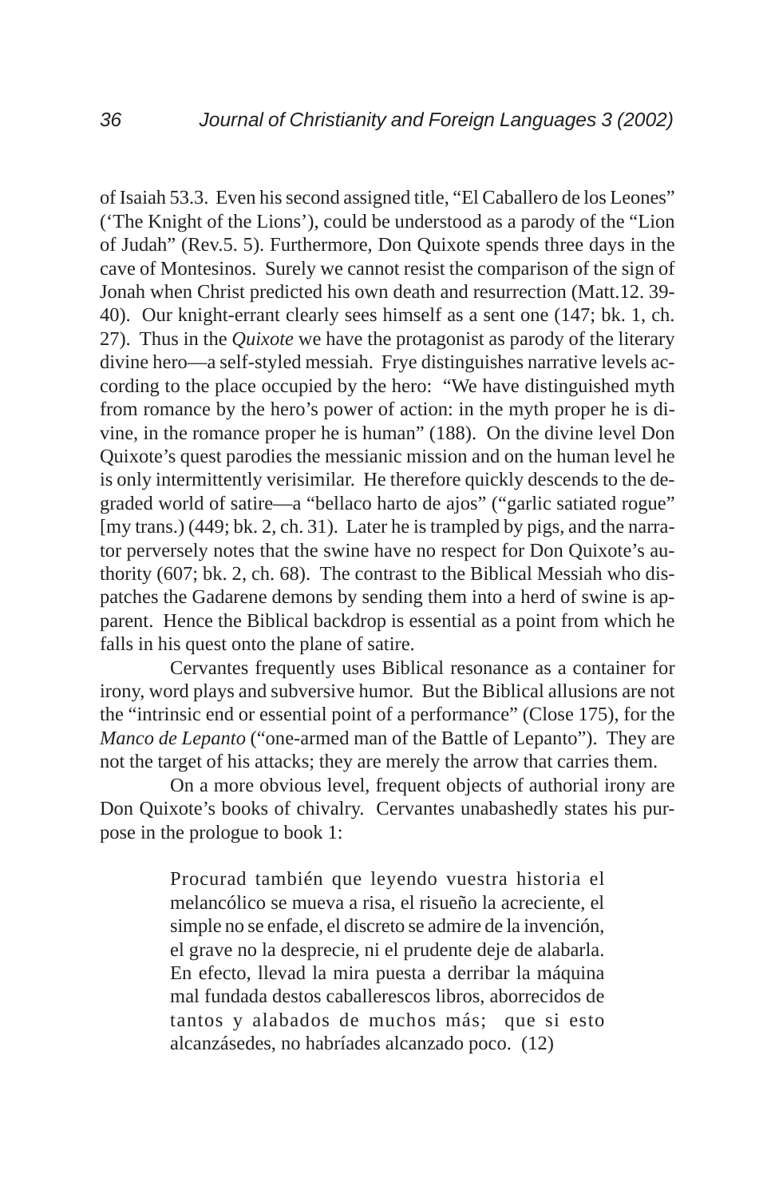of Isaiah 53.3. Even his second assigned title, "El Caballero de los Leones" ('The Knight of the Lions'), could be understood as a parody of the "Lion of Judah" (Rev.5. 5). Furthermore, Don Quixote spends three days in the cave of Montesinos. Surely we cannot resist the comparison of the sign of Jonah when Christ predicted his own death and resurrection (Matt.12. 39-40). Our knight-errant clearly sees himself as a sent one (147; bk. 1, ch. 27). Thus in the *Quixote* we have the protagonist as parody of the literary divine hero—a self-styled messiah. Frye distinguishes narrative levels according to the place occupied by the hero: "We have distinguished myth from romance by the hero's power of action: in the myth proper he is divine, in the romance proper he is human" (188). On the divine level Don Quixote's quest parodies the messianic mission and on the human level he is only intermittently verisimilar. He therefore quickly descends to the degraded world of satire—a "bellaco harto de ajos" ("garlic satiated rogue" [my trans.) (449; bk. 2, ch. 31). Later he is trampled by pigs, and the narrator perversely notes that the swine have no respect for Don Quixote's authority (607; bk. 2, ch. 68). The contrast to the Biblical Messiah who dispatches the Gadarene demons by sending them into a herd of swine is apparent. Hence the Biblical backdrop is essential as a point from which he falls in his quest onto the plane of satire.

Cervantes frequently uses Biblical resonance as a container for irony, word plays and subversive humor. But the Biblical allusions are not the "intrinsic end or essential point of a performance" (Close 175), for the *Manco de Lepanto* ("one-armed man of the Battle of Lepanto"). They are not the target of his attacks; they are merely the arrow that carries them.

On a more obvious level, frequent objects of authorial irony are Don Quixote's books of chivalry. Cervantes unabashedly states his purpose in the prologue to book 1:

> Procurad también que leyendo vuestra historia el melancólico se mueva a risa, el risueño la acreciente, el simple no se enfade, el discreto se admire de la invención, el grave no la desprecie, ni el prudente deje de alabarla. En efecto, llevad la mira puesta a derribar la máquina mal fundada destos caballerescos libros, aborrecidos de tantos y alabados de muchos más; que si esto alcanzásedes, no habríades alcanzado poco. (12)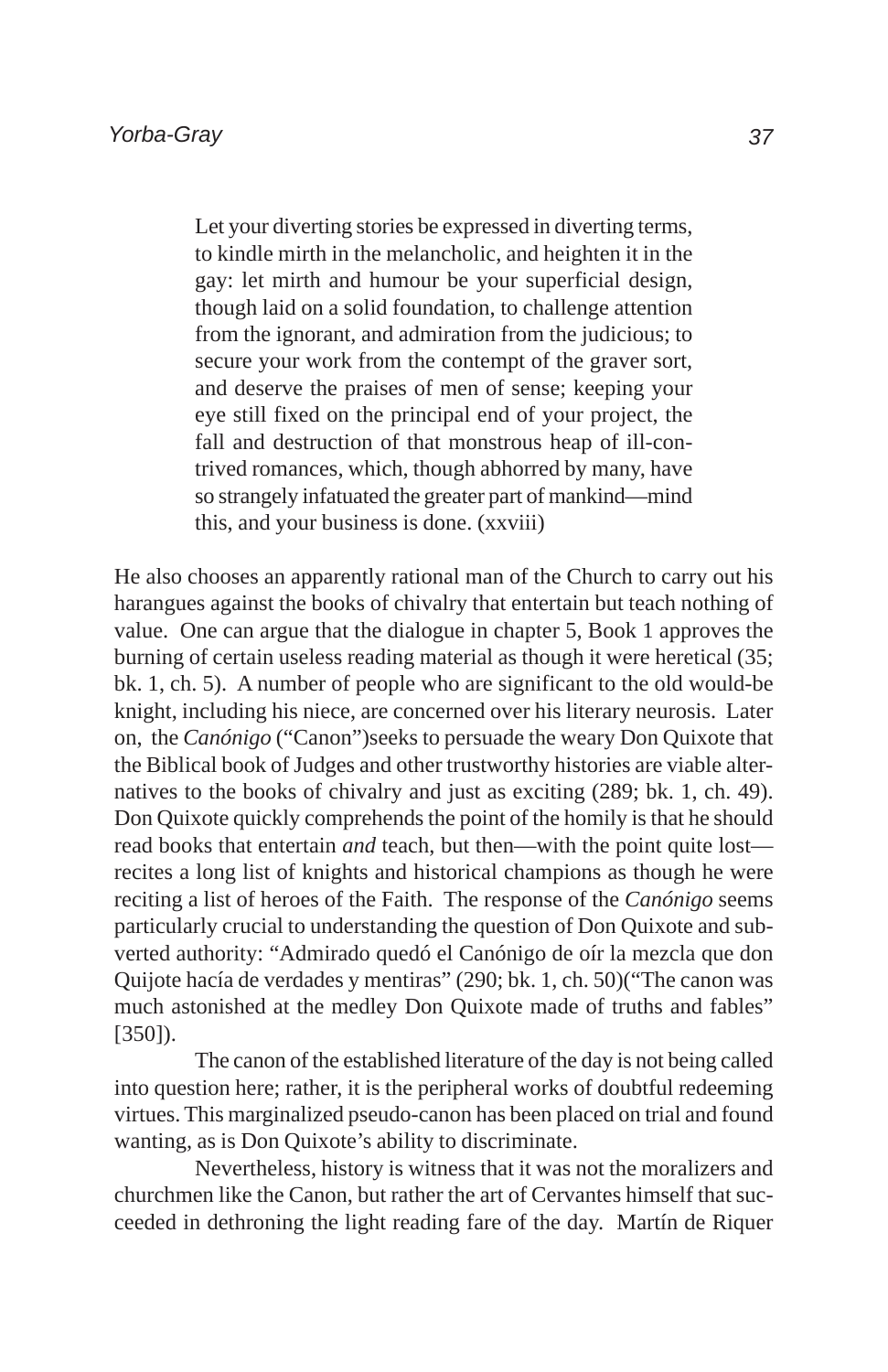> Let your diverting stories be expressed in diverting terms, to kindle mirth in the melancholic, and heighten it in the gay: let mirth and humour be your superficial design, though laid on a solid foundation, to challenge attention from the ignorant, and admiration from the judicious; to secure your work from the contempt of the graver sort, and deserve the praises of men of sense; keeping your eye still fixed on the principal end of your project, the fall and destruction of that monstrous heap of ill-contrived romances, which, though abhorred by many, have so strangely infatuated the greater part of mankind—mind this, and your business is done. (xxviii)

He also chooses an apparently rational man of the Church to carry out his harangues against the books of chivalry that entertain but teach nothing of value. One can argue that the dialogue in chapter 5, Book 1 approves the burning of certain useless reading material as though it were heretical (35; bk. 1, ch. 5). A number of people who are significant to the old would-be knight, including his niece, are concerned over his literary neurosis. Later on, the *Canónigo* ("Canon")seeks to persuade the weary Don Quixote that the Biblical book of Judges and other trustworthy histories are viable alternatives to the books of chivalry and just as exciting (289; bk. 1, ch. 49). Don Quixote quickly comprehends the point of the homily is that he should read books that entertain *and* teach, but then—with the point quite lost—recites a long list of knights and historical champions as though he were reciting a list of heroes of the Faith. The response of the *Canónigo* seems particularly crucial to understanding the question of Don Quixote and subverted authority: "Admirado quedó el Canónigo de oír la mezcla que don Quijote hacía de verdades y mentiras" (290; bk. 1, ch. 50)("The canon was much astonished at the medley Don Quixote made of truths and fables" [350]).

The canon of the established literature of the day is not being called into question here; rather, it is the peripheral works of doubtful redeeming virtues. This marginalized pseudo-canon has been placed on trial and found wanting, as is Don Quixote's ability to discriminate.

Nevertheless, history is witness that it was not the moralizers and churchmen like the Canon, but rather the art of Cervantes himself that succeeded in dethroning the light reading fare of the day. Martín de Riquer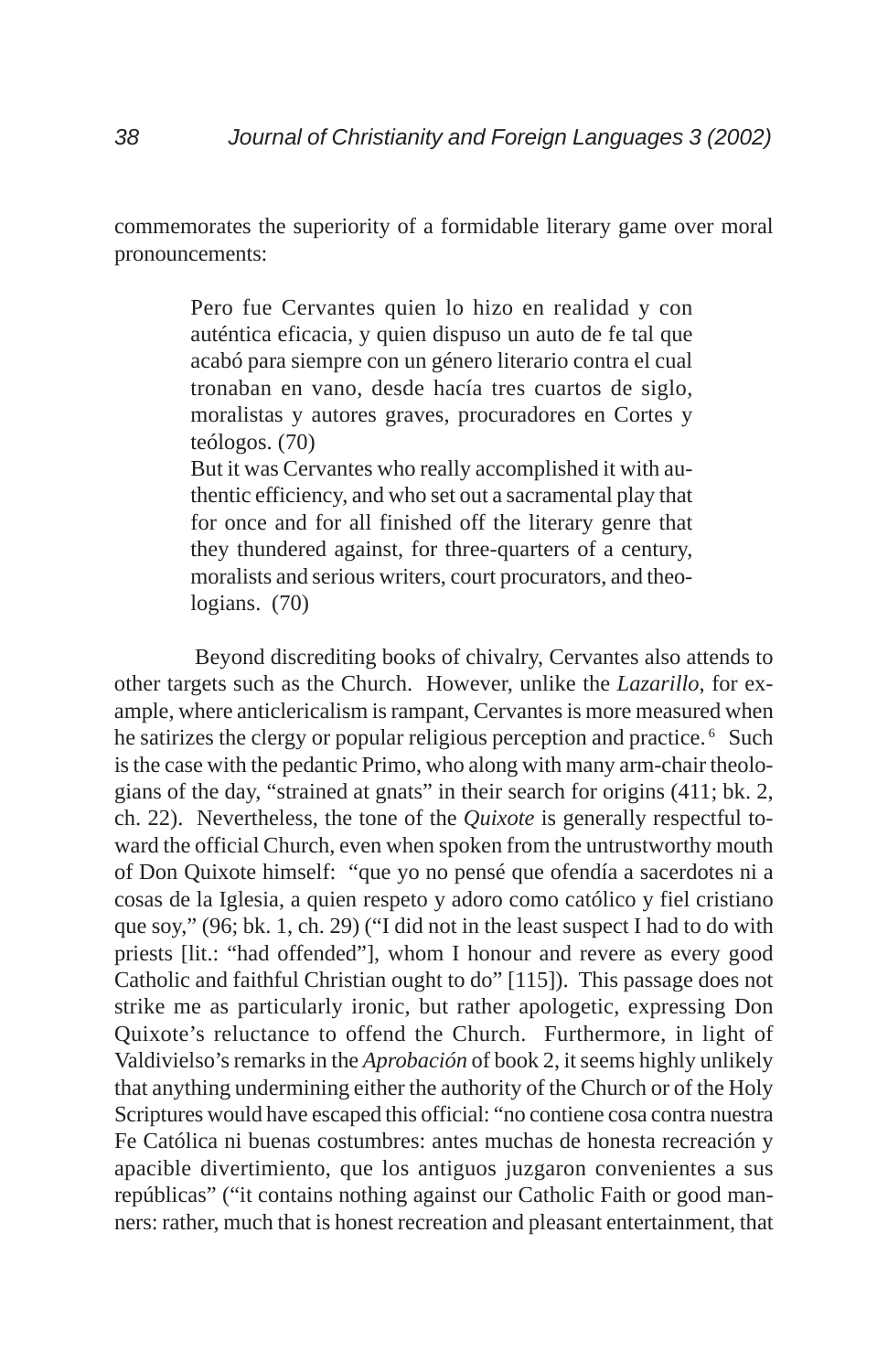commemorates the superiority of a formidable literary game over moral pronouncements:

> Pero fue Cervantes quien lo hizo en realidad y con auténtica eficacia, y quien dispuso un auto de fe tal que acabó para siempre con un género literario contra el cual tronaban en vano, desde hacía tres cuartos de siglo, moralistas y autores graves, procuradores en Cortes y teólogos. (70)
>
> But it was Cervantes who really accomplished it with authentic efficiency, and who set out a sacramental play that for once and for all finished off the literary genre that they thundered against, for three-quarters of a century, moralists and serious writers, court procurators, and theologians. (70)

Beyond discrediting books of chivalry, Cervantes also attends to other targets such as the Church. However, unlike the *Lazarillo*, for example, where anticlericalism is rampant, Cervantes is more measured when he satirizes the clergy or popular religious perception and practice.[6] Such is the case with the pedantic Primo, who along with many arm-chair theologians of the day, "strained at gnats" in their search for origins (411; bk. 2, ch. 22). Nevertheless, the tone of the *Quixote* is generally respectful toward the official Church, even when spoken from the untrustworthy mouth of Don Quixote himself: "que yo no pensé que ofendía a sacerdotes ni a cosas de la Iglesia, a quien respeto y adoro como católico y fiel cristiano que soy," (96; bk. 1, ch. 29) ("I did not in the least suspect I had to do with priests [lit.: "had offended"], whom I honour and revere as every good Catholic and faithful Christian ought to do" [115]). This passage does not strike me as particularly ironic, but rather apologetic, expressing Don Quixote's reluctance to offend the Church. Furthermore, in light of Valdivielso's remarks in the *Aprobación* of book 2, it seems highly unlikely that anything undermining either the authority of the Church or of the Holy Scriptures would have escaped this official: "no contiene cosa contra nuestra Fe Católica ni buenas costumbres: antes muchas de honesta recreación y apacible divertimiento, que los antiguos juzgaron convenientes a sus repúblicas" ("it contains nothing against our Catholic Faith or good manners: rather, much that is honest recreation and pleasant entertainment, that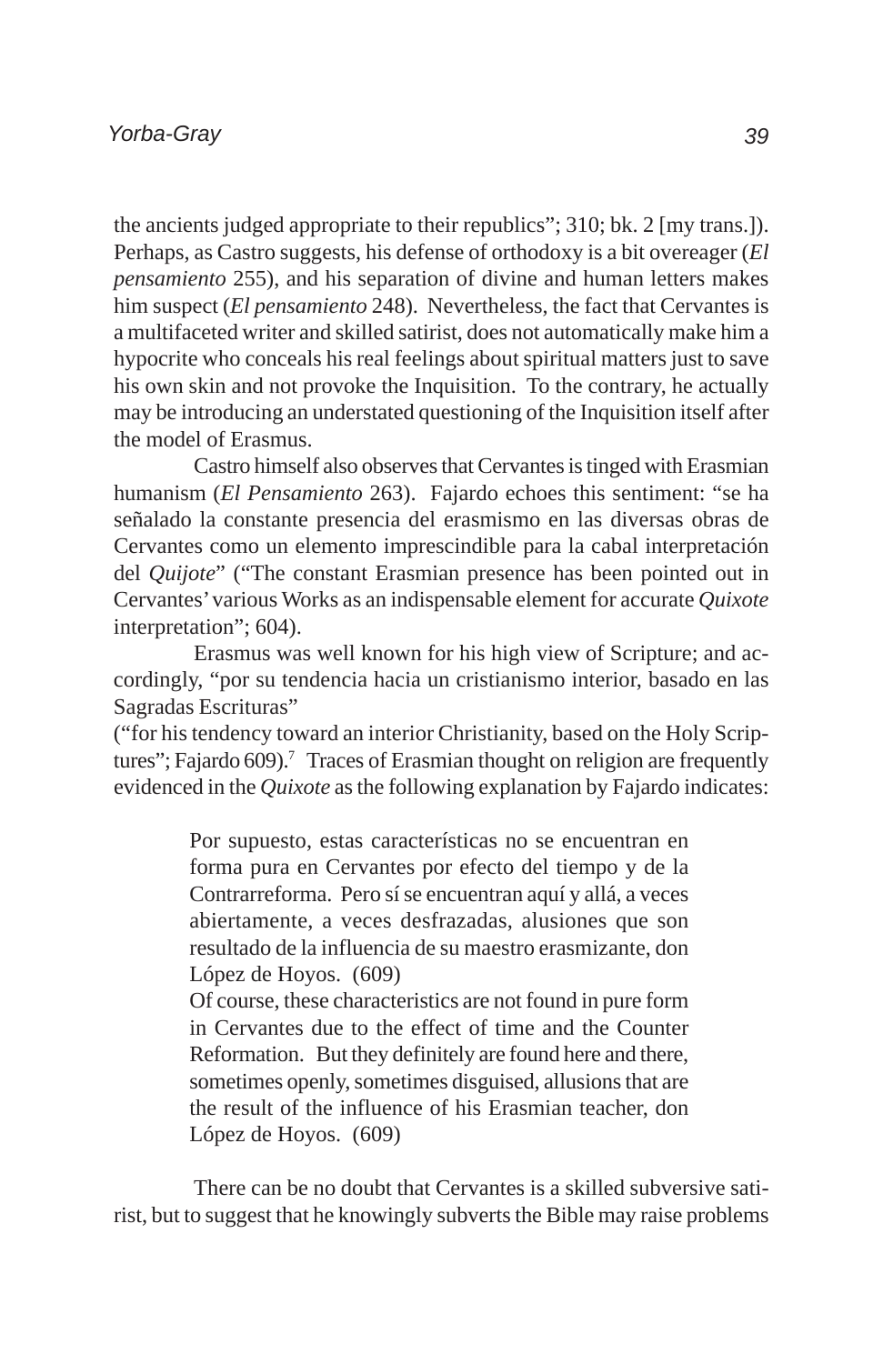the ancients judged appropriate to their republics"; 310; bk. 2 [my trans.]). Perhaps, as Castro suggests, his defense of orthodoxy is a bit overeager (*El pensamiento* 255), and his separation of divine and human letters makes him suspect (*El pensamiento* 248). Nevertheless, the fact that Cervantes is a multifaceted writer and skilled satirist, does not automatically make him a hypocrite who conceals his real feelings about spiritual matters just to save his own skin and not provoke the Inquisition. To the contrary, he actually may be introducing an understated questioning of the Inquisition itself after the model of Erasmus.

Castro himself also observes that Cervantes is tinged with Erasmian humanism (*El Pensamiento* 263). Fajardo echoes this sentiment: "se ha señalado la constante presencia del erasmismo en las diversas obras de Cervantes como un elemento imprescindible para la cabal interpretación del *Quijote*" ("The constant Erasmian presence has been pointed out in Cervantes' various Works as an indispensable element for accurate *Quixote* interpretation"; 604).

Erasmus was well known for his high view of Scripture; and accordingly, "por su tendencia hacia un cristianismo interior, basado en las Sagradas Escrituras"
("for his tendency toward an interior Christianity, based on the Holy Scriptures"; Fajardo 609).[7] Traces of Erasmian thought on religion are frequently evidenced in the *Quixote* as the following explanation by Fajardo indicates:

> Por supuesto, estas características no se encuentran en forma pura en Cervantes por efecto del tiempo y de la Contrarreforma. Pero sí se encuentran aquí y allá, a veces abiertamente, a veces desfrazadas, alusiones que son resultado de la influencia de su maestro erasmizante, don López de Hoyos. (609)
>
> Of course, these characteristics are not found in pure form in Cervantes due to the effect of time and the Counter Reformation. But they definitely are found here and there, sometimes openly, sometimes disguised, allusions that are the result of the influence of his Erasmian teacher, don López de Hoyos. (609)

There can be no doubt that Cervantes is a skilled subversive satirist, but to suggest that he knowingly subverts the Bible may raise problems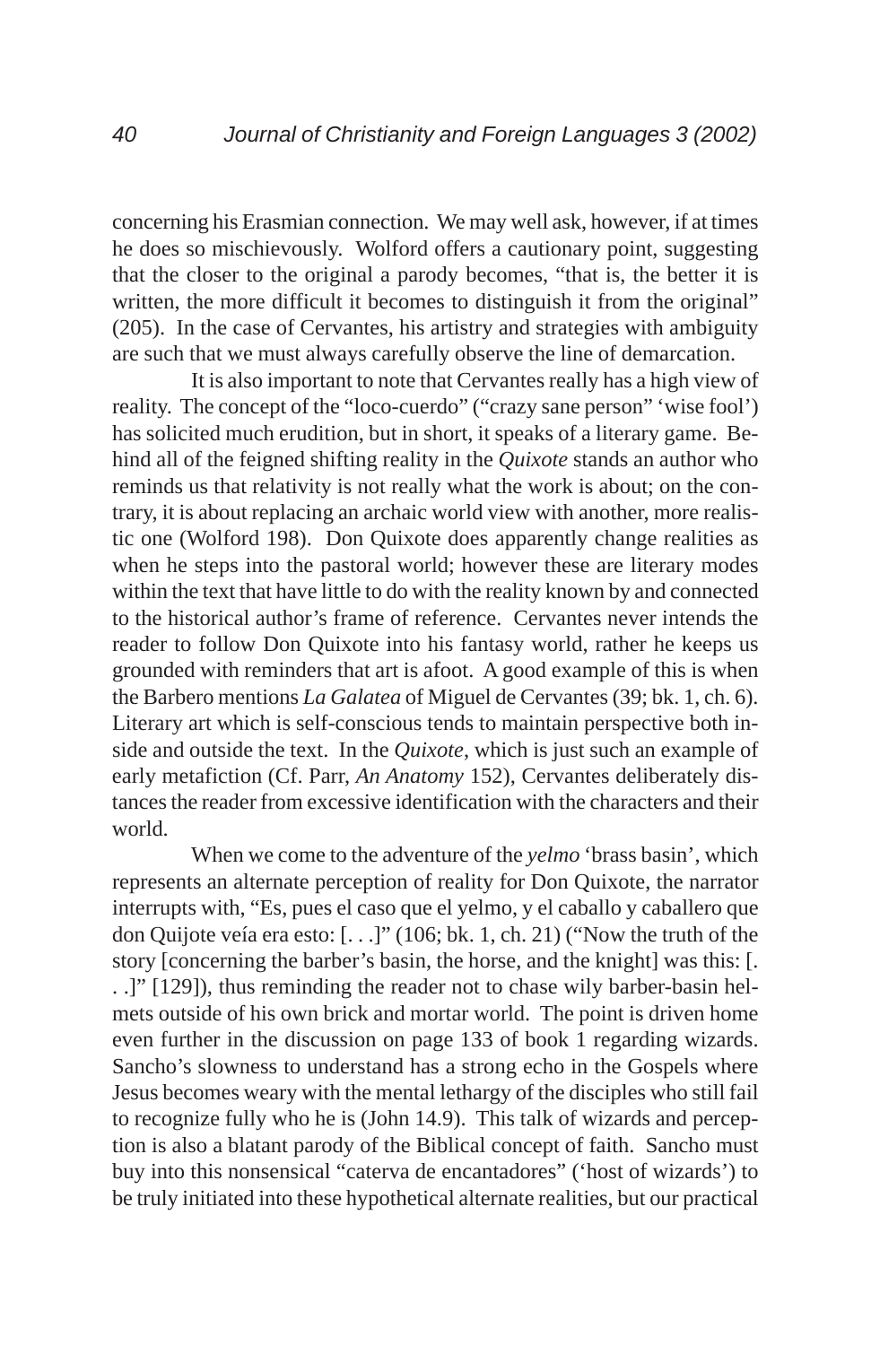concerning his Erasmian connection. We may well ask, however, if at times he does so mischievously. Wolford offers a cautionary point, suggesting that the closer to the original a parody becomes, "that is, the better it is written, the more difficult it becomes to distinguish it from the original" (205). In the case of Cervantes, his artistry and strategies with ambiguity are such that we must always carefully observe the line of demarcation.

It is also important to note that Cervantes really has a high view of reality. The concept of the "loco-cuerdo" ("crazy sane person" 'wise fool') has solicited much erudition, but in short, it speaks of a literary game. Behind all of the feigned shifting reality in the *Quixote* stands an author who reminds us that relativity is not really what the work is about; on the contrary, it is about replacing an archaic world view with another, more realistic one (Wolford 198). Don Quixote does apparently change realities as when he steps into the pastoral world; however these are literary modes within the text that have little to do with the reality known by and connected to the historical author's frame of reference. Cervantes never intends the reader to follow Don Quixote into his fantasy world, rather he keeps us grounded with reminders that art is afoot. A good example of this is when the Barbero mentions *La Galatea* of Miguel de Cervantes (39; bk. 1, ch. 6). Literary art which is self-conscious tends to maintain perspective both inside and outside the text. In the *Quixote*, which is just such an example of early metafiction (Cf. Parr, *An Anatomy* 152), Cervantes deliberately distances the reader from excessive identification with the characters and their world.

When we come to the adventure of the *yelmo* 'brass basin', which represents an alternate perception of reality for Don Quixote, the narrator interrupts with, "Es, pues el caso que el yelmo, y el caballo y caballero que don Quijote veía era esto: [. . .]" (106; bk. 1, ch. 21) ("Now the truth of the story [concerning the barber's basin, the horse, and the knight] was this: [. . .]" [129]), thus reminding the reader not to chase wily barber-basin helmets outside of his own brick and mortar world. The point is driven home even further in the discussion on page 133 of book 1 regarding wizards. Sancho's slowness to understand has a strong echo in the Gospels where Jesus becomes weary with the mental lethargy of the disciples who still fail to recognize fully who he is (John 14.9). This talk of wizards and perception is also a blatant parody of the Biblical concept of faith. Sancho must buy into this nonsensical "caterva de encantadores" ('host of wizards') to be truly initiated into these hypothetical alternate realities, but our practical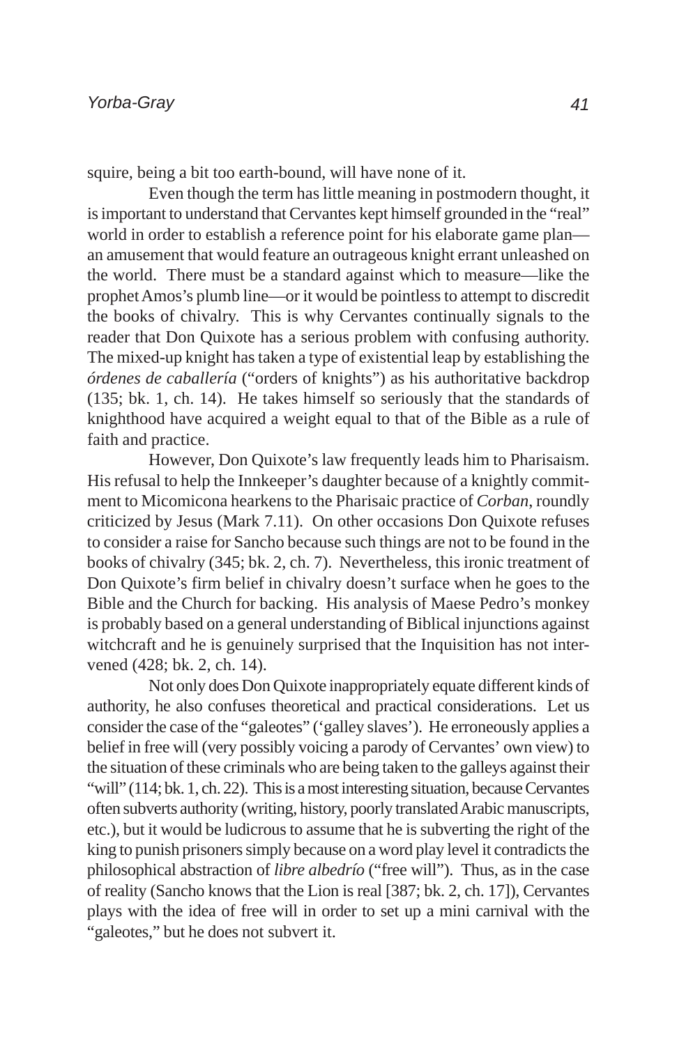squire, being a bit too earth-bound, will have none of it.

Even though the term has little meaning in postmodern thought, it is important to understand that Cervantes kept himself grounded in the "real" world in order to establish a reference point for his elaborate game plan—an amusement that would feature an outrageous knight errant unleashed on the world. There must be a standard against which to measure—like the prophet Amos's plumb line—or it would be pointless to attempt to discredit the books of chivalry. This is why Cervantes continually signals to the reader that Don Quixote has a serious problem with confusing authority. The mixed-up knight has taken a type of existential leap by establishing the *órdenes de caballería* ("orders of knights") as his authoritative backdrop (135; bk. 1, ch. 14). He takes himself so seriously that the standards of knighthood have acquired a weight equal to that of the Bible as a rule of faith and practice.

However, Don Quixote's law frequently leads him to Pharisaism. His refusal to help the Innkeeper's daughter because of a knightly commitment to Micomicona hearkens to the Pharisaic practice of *Corban*, roundly criticized by Jesus (Mark 7.11). On other occasions Don Quixote refuses to consider a raise for Sancho because such things are not to be found in the books of chivalry (345; bk. 2, ch. 7). Nevertheless, this ironic treatment of Don Quixote's firm belief in chivalry doesn't surface when he goes to the Bible and the Church for backing. His analysis of Maese Pedro's monkey is probably based on a general understanding of Biblical injunctions against witchcraft and he is genuinely surprised that the Inquisition has not intervened (428; bk. 2, ch. 14).

Not only does Don Quixote inappropriately equate different kinds of authority, he also confuses theoretical and practical considerations. Let us consider the case of the "galeotes" ('galley slaves'). He erroneously applies a belief in free will (very possibly voicing a parody of Cervantes' own view) to the situation of these criminals who are being taken to the galleys against their "will" (114; bk. 1, ch. 22). This is a most interesting situation, because Cervantes often subverts authority (writing, history, poorly translated Arabic manuscripts, etc.), but it would be ludicrous to assume that he is subverting the right of the king to punish prisoners simply because on a word play level it contradicts the philosophical abstraction of *libre albedrío* ("free will"). Thus, as in the case of reality (Sancho knows that the Lion is real [387; bk. 2, ch. 17]), Cervantes plays with the idea of free will in order to set up a mini carnival with the "galeotes," but he does not subvert it.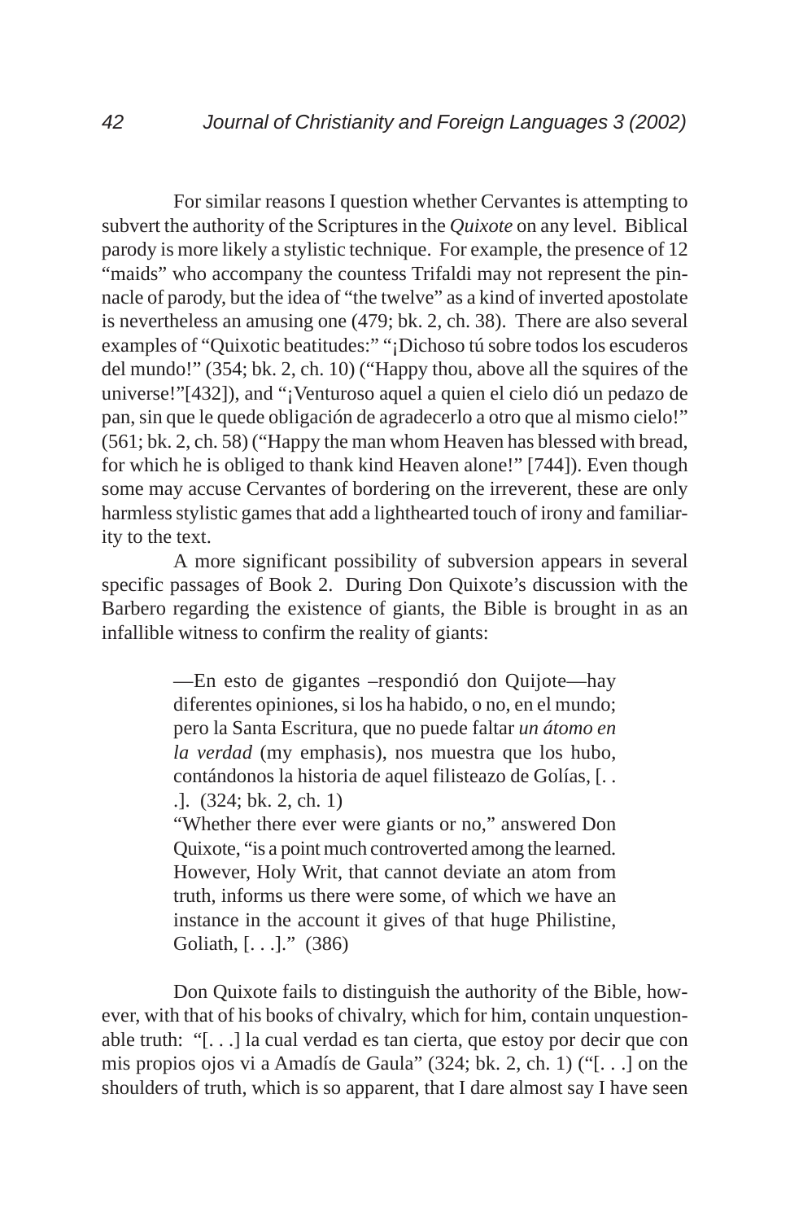For similar reasons I question whether Cervantes is attempting to subvert the authority of the Scriptures in the *Quixote* on any level. Biblical parody is more likely a stylistic technique. For example, the presence of 12 "maids" who accompany the countess Trifaldi may not represent the pinnacle of parody, but the idea of "the twelve" as a kind of inverted apostolate is nevertheless an amusing one (479; bk. 2, ch. 38). There are also several examples of "Quixotic beatitudes:" "¡Dichoso tú sobre todos los escuderos del mundo!" (354; bk. 2, ch. 10) ("Happy thou, above all the squires of the universe!"[432]), and "¡Venturoso aquel a quien el cielo dió un pedazo de pan, sin que le quede obligación de agradecerlo a otro que al mismo cielo!" (561; bk. 2, ch. 58) ("Happy the man whom Heaven has blessed with bread, for which he is obliged to thank kind Heaven alone!" [744]). Even though some may accuse Cervantes of bordering on the irreverent, these are only harmless stylistic games that add a lighthearted touch of irony and familiarity to the text.

A more significant possibility of subversion appears in several specific passages of Book 2. During Don Quixote's discussion with the Barbero regarding the existence of giants, the Bible is brought in as an infallible witness to confirm the reality of giants:

> —En esto de gigantes –respondió don Quijote—hay diferentes opiniones, si los ha habido, o no, en el mundo; pero la Santa Escritura, que no puede faltar *un átomo en la verdad* (my emphasis), nos muestra que los hubo, contándonos la historia de aquel filisteazo de Golías, [. . .]. (324; bk. 2, ch. 1)
>
> "Whether there ever were giants or no," answered Don Quixote, "is a point much controverted among the learned. However, Holy Writ, that cannot deviate an atom from truth, informs us there were some, of which we have an instance in the account it gives of that huge Philistine, Goliath, [. . .]." (386)

Don Quixote fails to distinguish the authority of the Bible, however, with that of his books of chivalry, which for him, contain unquestionable truth: "[. . .] la cual verdad es tan cierta, que estoy por decir que con mis propios ojos vi a Amadís de Gaula" (324; bk. 2, ch. 1) ("[. . .] on the shoulders of truth, which is so apparent, that I dare almost say I have seen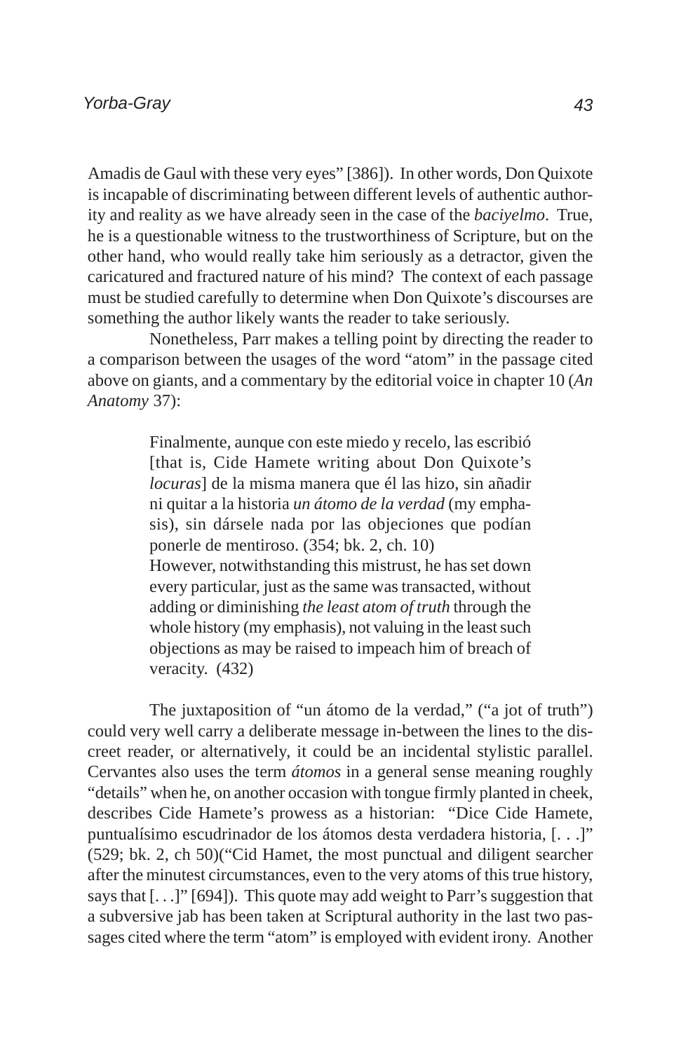Amadis de Gaul with these very eyes" [386]). In other words, Don Quixote is incapable of discriminating between different levels of authentic authority and reality as we have already seen in the case of the *baciyelmo*. True, he is a questionable witness to the trustworthiness of Scripture, but on the other hand, who would really take him seriously as a detractor, given the caricatured and fractured nature of his mind? The context of each passage must be studied carefully to determine when Don Quixote's discourses are something the author likely wants the reader to take seriously.

Nonetheless, Parr makes a telling point by directing the reader to a comparison between the usages of the word "atom" in the passage cited above on giants, and a commentary by the editorial voice in chapter 10 (*An Anatomy* 37):

> Finalmente, aunque con este miedo y recelo, las escribió [that is, Cide Hamete writing about Don Quixote's *locuras*] de la misma manera que él las hizo, sin añadir ni quitar a la historia *un átomo de la verdad* (my emphasis), sin dársele nada por las objeciones que podían ponerle de mentiroso. (354; bk. 2, ch. 10)
> However, notwithstanding this mistrust, he has set down every particular, just as the same was transacted, without adding or diminishing *the least atom of truth* through the whole history (my emphasis), not valuing in the least such objections as may be raised to impeach him of breach of veracity. (432)

The juxtaposition of "un átomo de la verdad," ("a jot of truth") could very well carry a deliberate message in-between the lines to the discreet reader, or alternatively, it could be an incidental stylistic parallel. Cervantes also uses the term *átomos* in a general sense meaning roughly "details" when he, on another occasion with tongue firmly planted in cheek, describes Cide Hamete's prowess as a historian: "Dice Cide Hamete, puntualísimo escudrinador de los átomos desta verdadera historia, [. . .]" (529; bk. 2, ch 50)("Cid Hamet, the most punctual and diligent searcher after the minutest circumstances, even to the very atoms of this true history, says that [. . .]" [694]). This quote may add weight to Parr's suggestion that a subversive jab has been taken at Scriptural authority in the last two passages cited where the term "atom" is employed with evident irony. Another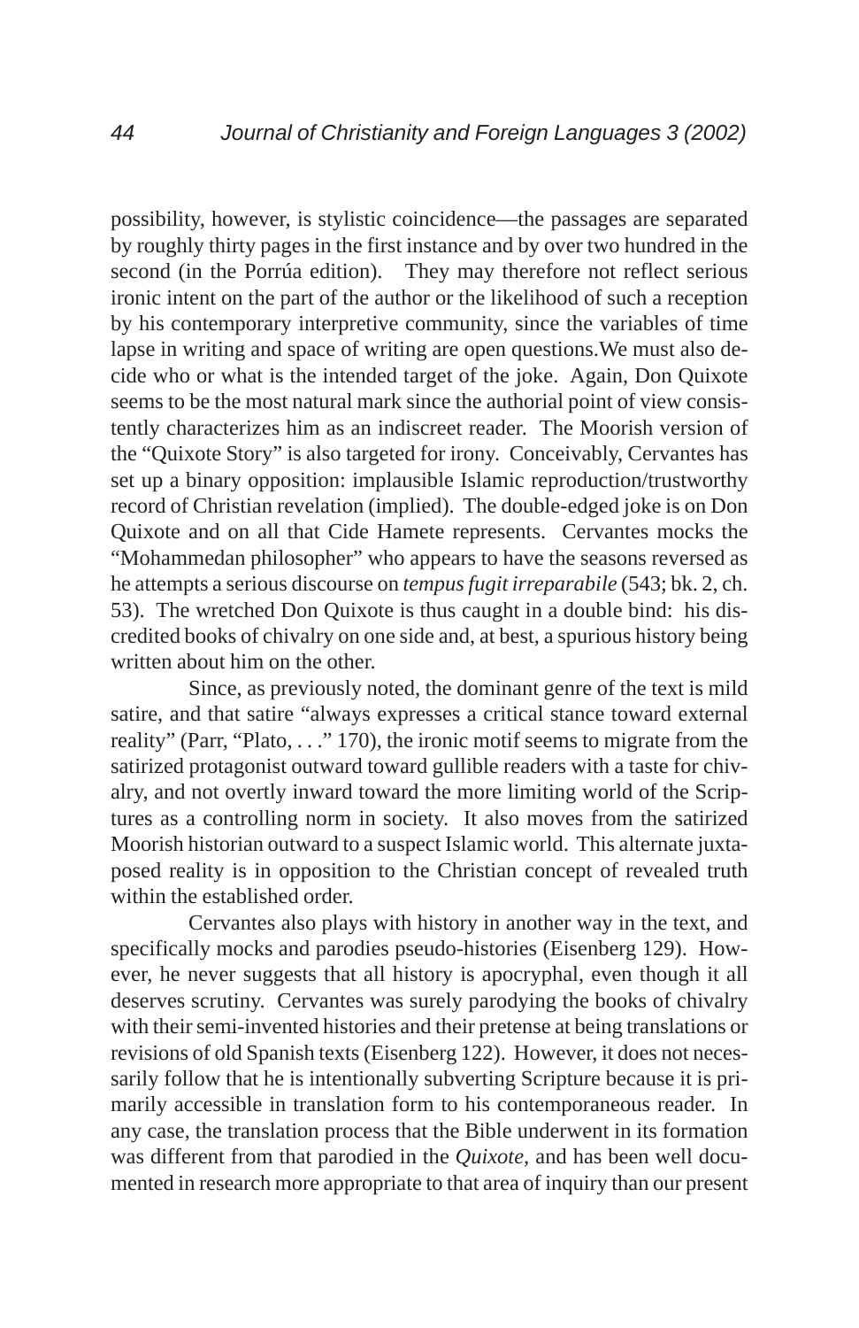possibility, however, is stylistic coincidence—the passages are separated by roughly thirty pages in the first instance and by over two hundred in the second (in the Porrúa edition). They may therefore not reflect serious ironic intent on the part of the author or the likelihood of such a reception by his contemporary interpretive community, since the variables of time lapse in writing and space of writing are open questions.We must also decide who or what is the intended target of the joke. Again, Don Quixote seems to be the most natural mark since the authorial point of view consistently characterizes him as an indiscreet reader. The Moorish version of the "Quixote Story" is also targeted for irony. Conceivably, Cervantes has set up a binary opposition: implausible Islamic reproduction/trustworthy record of Christian revelation (implied). The double-edged joke is on Don Quixote and on all that Cide Hamete represents. Cervantes mocks the "Mohammedan philosopher" who appears to have the seasons reversed as he attempts a serious discourse on *tempus fugit irreparabile* (543; bk. 2, ch. 53). The wretched Don Quixote is thus caught in a double bind: his discredited books of chivalry on one side and, at best, a spurious history being written about him on the other.

Since, as previously noted, the dominant genre of the text is mild satire, and that satire "always expresses a critical stance toward external reality" (Parr, "Plato, . . ." 170), the ironic motif seems to migrate from the satirized protagonist outward toward gullible readers with a taste for chivalry, and not overtly inward toward the more limiting world of the Scriptures as a controlling norm in society. It also moves from the satirized Moorish historian outward to a suspect Islamic world. This alternate juxtaposed reality is in opposition to the Christian concept of revealed truth within the established order.

Cervantes also plays with history in another way in the text, and specifically mocks and parodies pseudo-histories (Eisenberg 129). However, he never suggests that all history is apocryphal, even though it all deserves scrutiny. Cervantes was surely parodying the books of chivalry with their semi-invented histories and their pretense at being translations or revisions of old Spanish texts (Eisenberg 122). However, it does not necessarily follow that he is intentionally subverting Scripture because it is primarily accessible in translation form to his contemporaneous reader. In any case, the translation process that the Bible underwent in its formation was different from that parodied in the *Quixote*, and has been well documented in research more appropriate to that area of inquiry than our present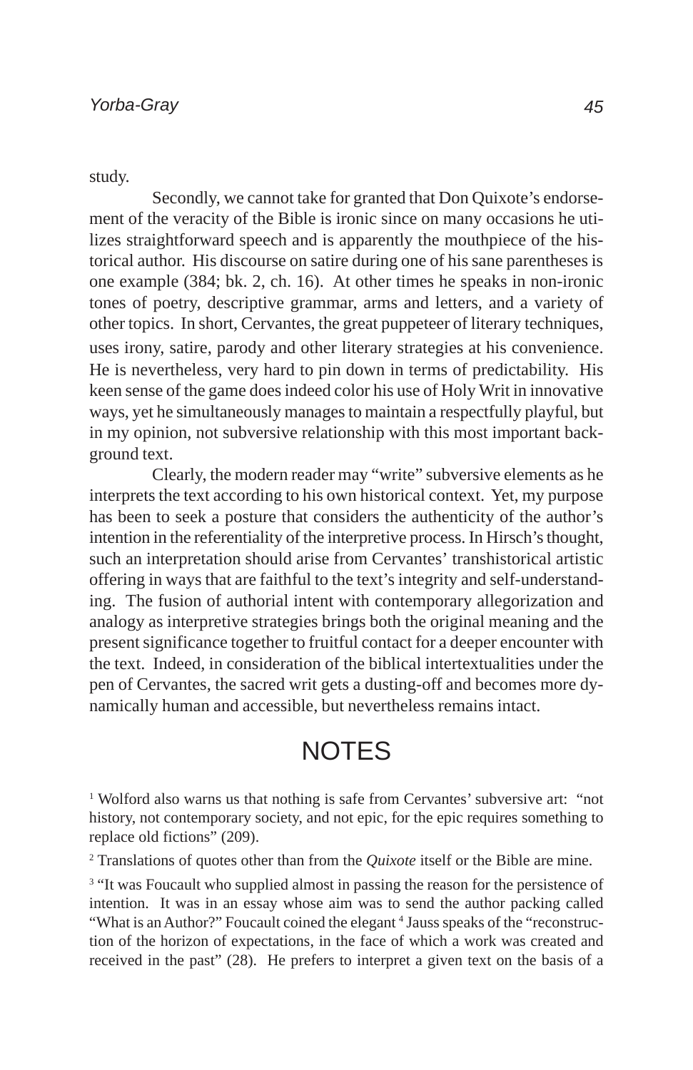study.

Secondly, we cannot take for granted that Don Quixote's endorsement of the veracity of the Bible is ironic since on many occasions he utilizes straightforward speech and is apparently the mouthpiece of the historical author. His discourse on satire during one of his sane parentheses is one example (384; bk. 2, ch. 16). At other times he speaks in non-ironic tones of poetry, descriptive grammar, arms and letters, and a variety of other topics. In short, Cervantes, the great puppeteer of literary techniques, uses irony, satire, parody and other literary strategies at his convenience. He is nevertheless, very hard to pin down in terms of predictability. His keen sense of the game does indeed color his use of Holy Writ in innovative ways, yet he simultaneously manages to maintain a respectfully playful, but in my opinion, not subversive relationship with this most important background text.

Clearly, the modern reader may "write" subversive elements as he interprets the text according to his own historical context. Yet, my purpose has been to seek a posture that considers the authenticity of the author's intention in the referentiality of the interpretive process. In Hirsch's thought, such an interpretation should arise from Cervantes' transhistorical artistic offering in ways that are faithful to the text's integrity and self-understanding. The fusion of authorial intent with contemporary allegorization and analogy as interpretive strategies brings both the original meaning and the present significance together to fruitful contact for a deeper encounter with the text. Indeed, in consideration of the biblical intertextualities under the pen of Cervantes, the sacred writ gets a dusting-off and becomes more dynamically human and accessible, but nevertheless remains intact.

# NOTES

[1] Wolford also warns us that nothing is safe from Cervantes' subversive art: "not history, not contemporary society, and not epic, for the epic requires something to replace old fictions" (209).

[2] Translations of quotes other than from the *Quixote* itself or the Bible are mine.

[3] "It was Foucault who supplied almost in passing the reason for the persistence of intention. It was in an essay whose aim was to send the author packing called "What is an Author?" Foucault coined the elegant [4] Jauss speaks of the "reconstruction of the horizon of expectations, in the face of which a work was created and received in the past" (28). He prefers to interpret a given text on the basis of a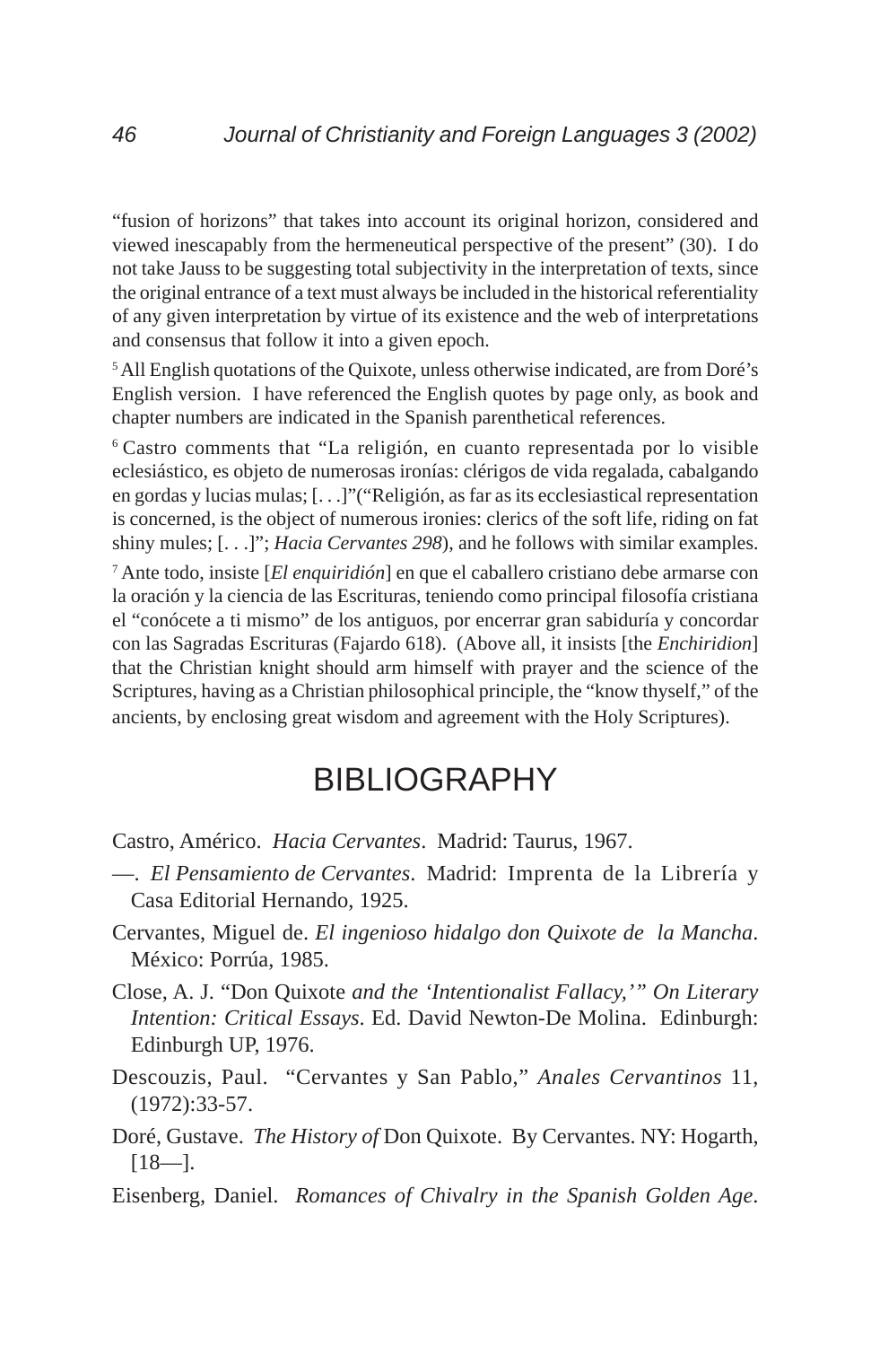"fusion of horizons" that takes into account its original horizon, considered and viewed inescapably from the hermeneutical perspective of the present" (30). I do not take Jauss to be suggesting total subjectivity in the interpretation of texts, since the original entrance of a text must always be included in the historical referentiality of any given interpretation by virtue of its existence and the web of interpretations and consensus that follow it into a given epoch.

[5] All English quotations of the Quixote, unless otherwise indicated, are from Doré's English version. I have referenced the English quotes by page only, as book and chapter numbers are indicated in the Spanish parenthetical references.

[6] Castro comments that "La religión, en cuanto representada por lo visible eclesiástico, es objeto de numerosas ironías: clérigos de vida regalada, cabalgando en gordas y lucias mulas; [. . .]"("Religión, as far as its ecclesiastical representation is concerned, is the object of numerous ironies: clerics of the soft life, riding on fat shiny mules; [. . .]"; *Hacia Cervantes 298*), and he follows with similar examples.

[7] Ante todo, insiste [*El enquiridión*] en que el caballero cristiano debe armarse con la oración y la ciencia de las Escrituras, teniendo como principal filosofía cristiana el "conócete a ti mismo" de los antiguos, por encerrar gran sabiduría y concordar con las Sagradas Escrituras (Fajardo 618). (Above all, it insists [the *Enchiridion*] that the Christian knight should arm himself with prayer and the science of the Scriptures, having as a Christian philosophical principle, the "know thyself," of the ancients, by enclosing great wisdom and agreement with the Holy Scriptures).

# BIBLIOGRAPHY

Castro, Américo. *Hacia Cervantes*. Madrid: Taurus, 1967.

—. *El Pensamiento de Cervantes*. Madrid: Imprenta de la Librería y Casa Editorial Hernando, 1925.

Cervantes, Miguel de. *El ingenioso hidalgo don Quixote de la Mancha*. México: Porrúa, 1985.

Close, A. J. "Don Quixote *and the 'Intentionalist Fallacy,'" On Literary Intention: Critical Essays*. Ed. David Newton-De Molina. Edinburgh: Edinburgh UP, 1976.

Descouzis, Paul. "Cervantes y San Pablo," *Anales Cervantinos* 11, (1972):33-57.

Doré, Gustave. *The History of* Don Quixote. By Cervantes. NY: Hogarth, [18—].

Eisenberg, Daniel. *Romances of Chivalry in the Spanish Golden Age*.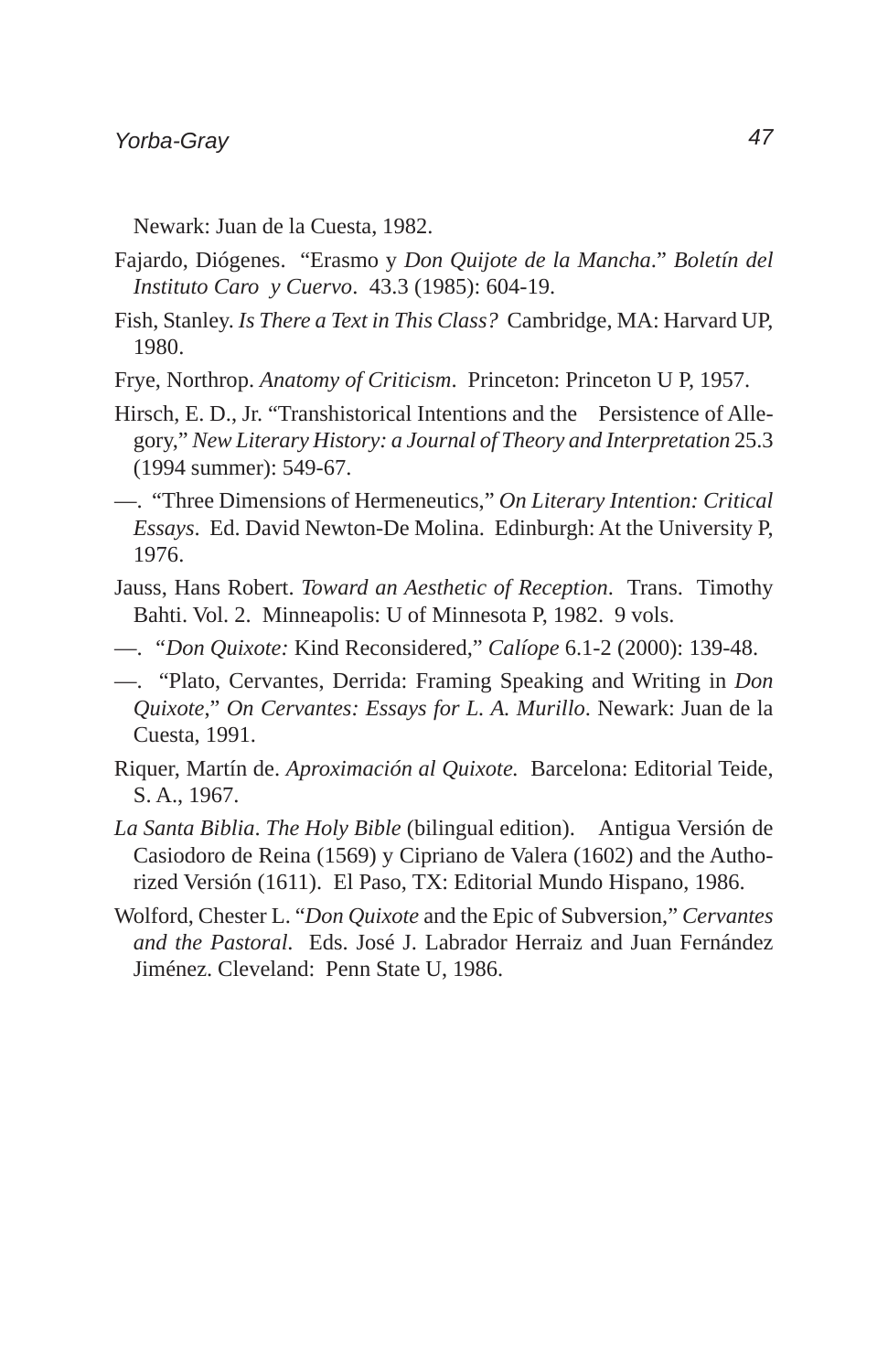Newark: Juan de la Cuesta, 1982.

Fajardo, Diógenes. "Erasmo y *Don Quijote de la Mancha*." *Boletín del Instituto Caro y Cuervo*. 43.3 (1985): 604-19.

Fish, Stanley. *Is There a Text in This Class?* Cambridge, MA: Harvard UP, 1980.

Frye, Northrop. *Anatomy of Criticism*. Princeton: Princeton U P, 1957.

Hirsch, E. D., Jr. "Transhistorical Intentions and the Persistence of Allegory," *New Literary History: a Journal of Theory and Interpretation* 25.3 (1994 summer): 549-67.

—. "Three Dimensions of Hermeneutics," *On Literary Intention: Critical Essays*. Ed. David Newton-De Molina. Edinburgh: At the University P, 1976.

Jauss, Hans Robert. *Toward an Aesthetic of Reception*. Trans. Timothy Bahti. Vol. 2. Minneapolis: U of Minnesota P, 1982. 9 vols.

—. "*Don Quixote:* Kind Reconsidered," *Calíope* 6.1-2 (2000): 139-48.

—. "Plato, Cervantes, Derrida: Framing Speaking and Writing in *Don Quixote*," *On Cervantes: Essays for L. A. Murillo*. Newark: Juan de la Cuesta, 1991.

Riquer, Martín de. *Aproximación al Quixote.* Barcelona: Editorial Teide, S. A., 1967.

*La Santa Biblia*. *The Holy Bible* (bilingual edition). Antigua Versión de Casiodoro de Reina (1569) y Cipriano de Valera (1602) and the Authorized Versión (1611). El Paso, TX: Editorial Mundo Hispano, 1986.

Wolford, Chester L. "*Don Quixote* and the Epic of Subversion," *Cervantes and the Pastoral*. Eds. José J. Labrador Herraiz and Juan Fernández Jiménez. Cleveland: Penn State U, 1986.